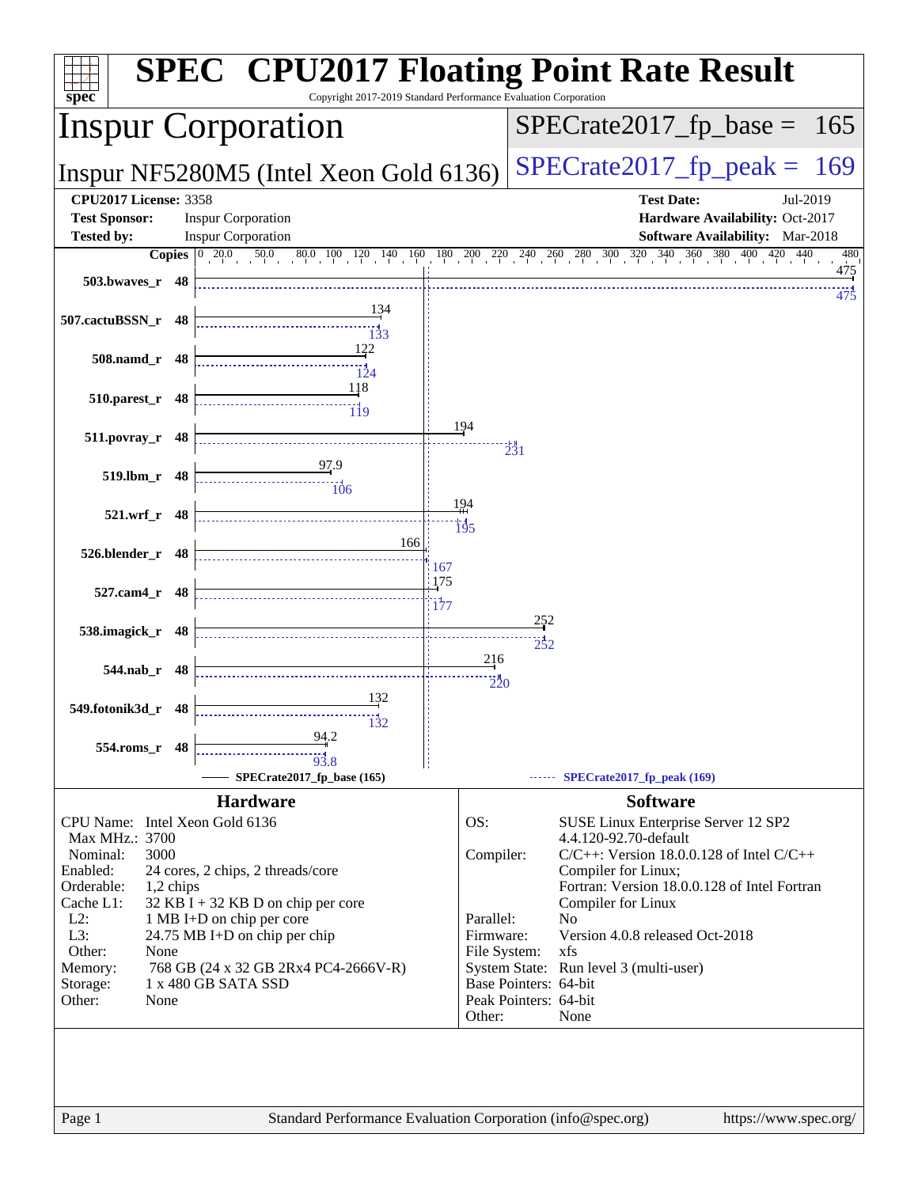# SPEC CPU2017 Floating Point Rate Result

Copyright 2017-2019 Standard Performance Evaluation Corporation

## Inspur Corporation

**Inspur NF5280M5 (Intel Xeon Gold 6136)**

SPECrate2017_fp_base = 165

SPECrate2017_fp_peak = 169

| | | | |
|---|---|---|---|
| **CPU2017 License:** | 3358 | **Test Date:** | Jul-2019 |
| **Test Sponsor:** | Inspur Corporation | **Hardware Availability:** | Oct-2017 |
| **Tested by:** | Inspur Corporation | **Software Availability:** | Mar-2018 |

| Benchmark | Copies | Base | Peak |
|---|---|---|---|
| 503.bwaves_r | 48 | 475 | 475 |
| 507.cactuBSSN_r | 48 | 134 | 133 |
| 508.namd_r | 48 | 122 | 124 |
| 510.parest_r | 48 | 118 | 119 |
| 511.povray_r | 48 | 194 | 231 |
| 519.lbm_r | 48 | 97.9 | 106 |
| 521.wrf_r | 48 | 194 | 195 |
| 526.blender_r | 48 | 166 | 167 |
| 527.cam4_r | 48 | 175 | 177 |
| 538.imagick_r | 48 | 252 | 252 |
| 544.nab_r | 48 | 216 | 220 |
| 549.fotonik3d_r | 48 | 132 | 132 |
| 554.roms_r | 48 | 94.2 | 93.8 |

SPECrate2017_fp_base (165) — SPECrate2017_fp_peak (169)

## Hardware

| | |
|---|---|
| CPU Name: | Intel Xeon Gold 6136 |
| Max MHz.: | 3700 |
| Nominal: | 3000 |
| Enabled: | 24 cores, 2 chips, 2 threads/core |
| Orderable: | 1,2 chips |
| Cache L1: | 32 KB I + 32 KB D on chip per core |
| L2: | 1 MB I+D on chip per core |
| L3: | 24.75 MB I+D on chip per chip |
| Other: | None |
| Memory: | 768 GB (24 x 32 GB 2Rx4 PC4-2666V-R) |
| Storage: | 1 x 480 GB SATA SSD |
| Other: | None |

## Software

| | |
|---|---|
| OS: | SUSE Linux Enterprise Server 12 SP2 4.4.120-92.70-default |
| Compiler: | C/C++: Version 18.0.0.128 of Intel C/C++ Compiler for Linux; Fortran: Version 18.0.0.128 of Intel Fortran Compiler for Linux |
| Parallel: | No |
| Firmware: | Version 4.0.8 released Oct-2018 |
| File System: | xfs |
| System State: | Run level 3 (multi-user) |
| Base Pointers: | 64-bit |
| Peak Pointers: | 64-bit |
| Other: | None |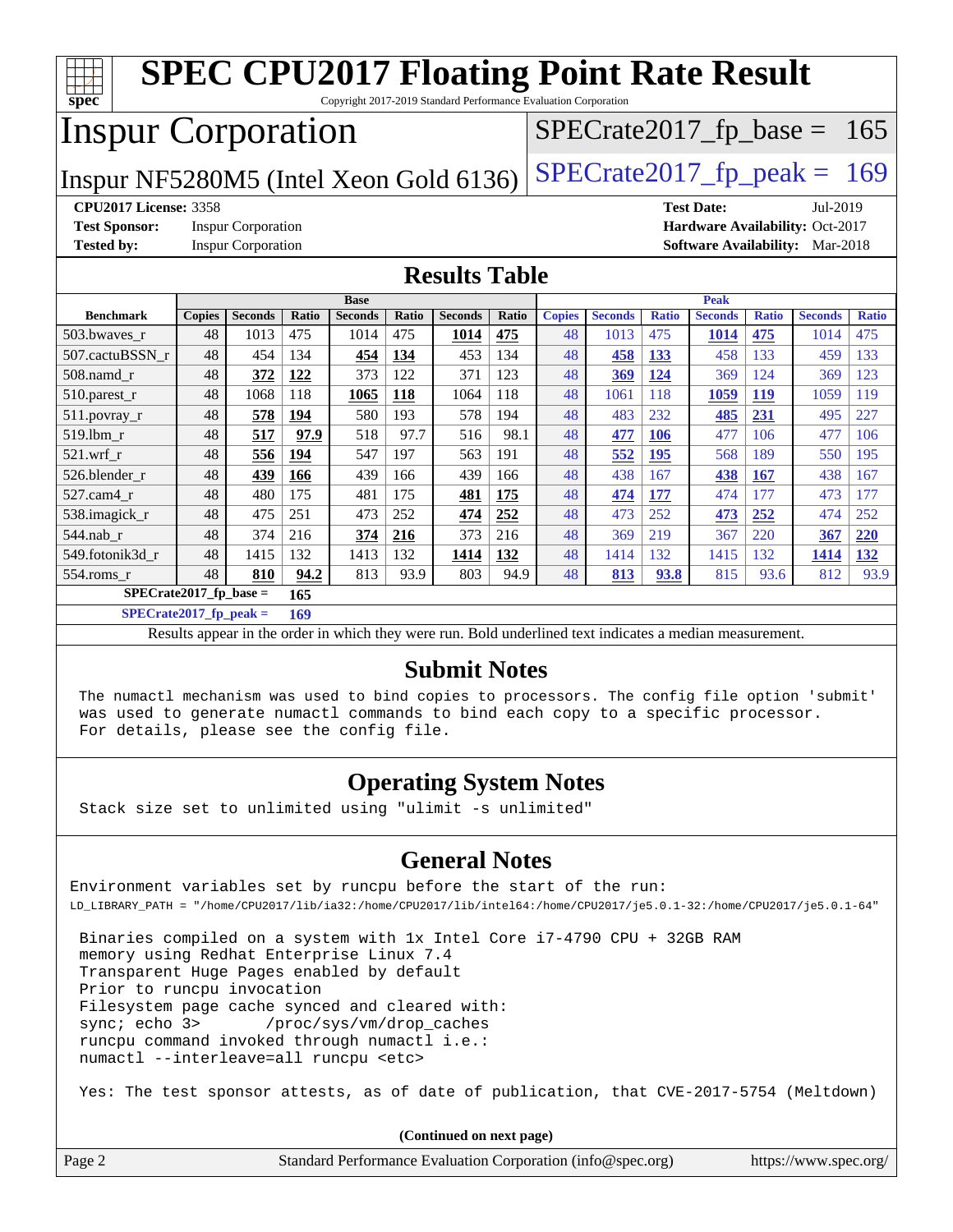# SPEC CPU2017 Floating Point Rate Result

Copyright 2017-2019 Standard Performance Evaluation Corporation

## Inspur Corporation

Inspur NF5280M5 (Intel Xeon Gold 6136)

SPECrate2017_fp_base = 165

SPECrate2017_fp_peak = 169

**CPU2017 License:** 3358
**Test Sponsor:** Inspur Corporation
**Tested by:** Inspur Corporation

**Test Date:** Jul-2019
**Hardware Availability:** Oct-2017
**Software Availability:** Mar-2018

## Results Table

| Benchmark | Base | | | | | | | Peak | | | | | | |
|---|---|---|---|---|---|---|---|---|---|---|---|---|---|---|
| | Copies | Seconds | Ratio | Seconds | Ratio | Seconds | Ratio | Copies | Seconds | Ratio | Seconds | Ratio | Seconds | Ratio |
| 503.bwaves_r | 48 | 1013 | 475 | 1014 | 475 | **1014** | **475** | 48 | 1013 | 475 | **1014** | **475** | 1014 | 475 |
| 507.cactuBSSN_r | 48 | 454 | 134 | **454** | **134** | 453 | 134 | 48 | **458** | **133** | 458 | 133 | 459 | 133 |
| 508.namd_r | 48 | **372** | **122** | 373 | 122 | 371 | 123 | 48 | **369** | **124** | 369 | 124 | 369 | 123 |
| 510.parest_r | 48 | 1068 | 118 | **1065** | **118** | 1064 | 118 | 48 | 1061 | 118 | **1059** | **119** | 1059 | 119 |
| 511.povray_r | 48 | **578** | **194** | 580 | 193 | 578 | 194 | 48 | 483 | 232 | **485** | **231** | 495 | 227 |
| 519.lbm_r | 48 | **517** | **97.9** | 518 | 97.7 | 516 | 98.1 | 48 | **477** | **106** | 477 | 106 | 477 | 106 |
| 521.wrf_r | 48 | **556** | **194** | 547 | 197 | 563 | 191 | 48 | **552** | **195** | 568 | 189 | 550 | 195 |
| 526.blender_r | 48 | **439** | **166** | 439 | 166 | 439 | 166 | 48 | 438 | 167 | **438** | **167** | 438 | 167 |
| 527.cam4_r | 48 | 480 | 175 | 481 | 175 | **481** | **175** | 48 | **474** | **177** | 474 | 177 | 473 | 177 |
| 538.imagick_r | 48 | 475 | 251 | 473 | 252 | **474** | **252** | 48 | 473 | 252 | **473** | **252** | 474 | 252 |
| 544.nab_r | 48 | 374 | 216 | **374** | **216** | 373 | 216 | 48 | 369 | 219 | 367 | 220 | **367** | **220** |
| 549.fotonik3d_r | 48 | 1415 | 132 | 1413 | 132 | **1414** | **132** | 48 | 1414 | 132 | 1415 | 132 | **1414** | **132** |
| 554.roms_r | 48 | **810** | **94.2** | 813 | 93.9 | 803 | 94.9 | 48 | **813** | **93.8** | 815 | 93.6 | 812 | 93.9 |

**SPECrate2017_fp_base = 165**

**SPECrate2017_fp_peak = 169**

Results appear in the order in which they were run. Bold underlined text indicates a median measurement.

## Submit Notes

```
The numactl mechanism was used to bind copies to processors. The config file option 'submit'
was used to generate numactl commands to bind each copy to a specific processor.
For details, please see the config file.
```

## Operating System Notes

```
Stack size set to unlimited using "ulimit -s unlimited"
```

## General Notes

```
Environment variables set by runcpu before the start of the run:
LD_LIBRARY_PATH = "/home/CPU2017/lib/ia32:/home/CPU2017/lib/intel64:/home/CPU2017/je5.0.1-32:/home/CPU2017/je5.0.1-64"

 Binaries compiled on a system with 1x Intel Core i7-4790 CPU + 32GB RAM
 memory using Redhat Enterprise Linux 7.4
 Transparent Huge Pages enabled by default
 Prior to runcpu invocation
 Filesystem page cache synced and cleared with:
 sync; echo 3>       /proc/sys/vm/drop_caches
 runcpu command invoked through numactl i.e.:
 numactl --interleave=all runcpu <etc>

 Yes: The test sponsor attests, as of date of publication, that CVE-2017-5754 (Meltdown)
```

**(Continued on next page)**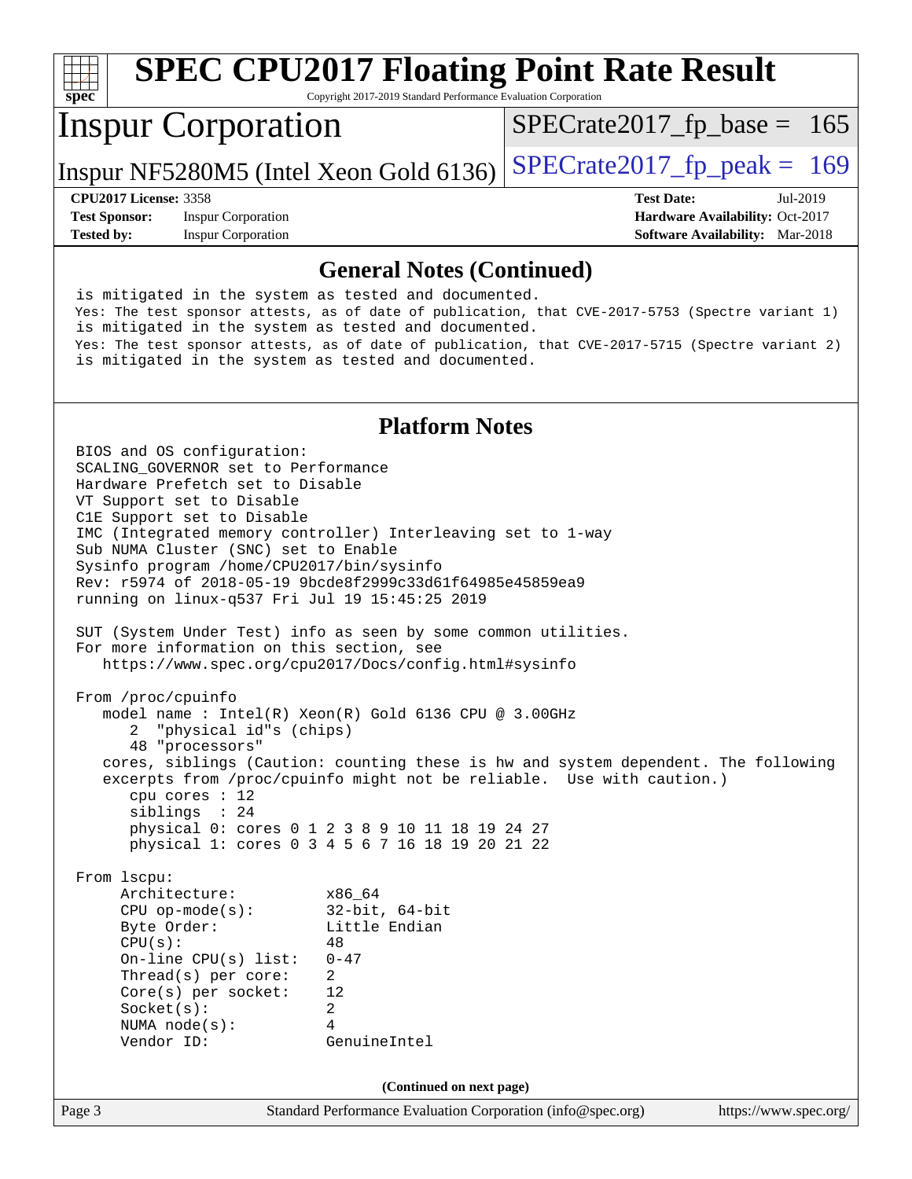# SPEC CPU2017 Floating Point Rate Result

Copyright 2017-2019 Standard Performance Evaluation Corporation

## Inspur Corporation

Inspur NF5280M5 (Intel Xeon Gold 6136)

SPECrate2017_fp_base = 165

SPECrate2017_fp_peak = 169

**CPU2017 License:** 3358
**Test Sponsor:** Inspur Corporation
**Tested by:** Inspur Corporation

**Test Date:** Jul-2019
**Hardware Availability:** Oct-2017
**Software Availability:** Mar-2018

### General Notes (Continued)

```
 is mitigated in the system as tested and documented.
 Yes: The test sponsor attests, as of date of publication, that CVE-2017-5753 (Spectre variant 1)
 is mitigated in the system as tested and documented.
 Yes: The test sponsor attests, as of date of publication, that CVE-2017-5715 (Spectre variant 2)
 is mitigated in the system as tested and documented.
```

### Platform Notes

```
BIOS and OS configuration:
SCALING_GOVERNOR set to Performance
Hardware Prefetch set to Disable
VT Support set to Disable
C1E Support set to Disable
IMC (Integrated memory controller) Interleaving set to 1-way
Sub NUMA Cluster (SNC) set to Enable
Sysinfo program /home/CPU2017/bin/sysinfo
Rev: r5974 of 2018-05-19 9bcde8f2999c33d61f64985e45859ea9
running on linux-q537 Fri Jul 19 15:45:25 2019

SUT (System Under Test) info as seen by some common utilities.
For more information on this section, see
   https://www.spec.org/cpu2017/Docs/config.html#sysinfo

From /proc/cpuinfo
   model name : Intel(R) Xeon(R) Gold 6136 CPU @ 3.00GHz
      2  "physical id"s (chips)
      48 "processors"
   cores, siblings (Caution: counting these is hw and system dependent. The following
   excerpts from /proc/cpuinfo might not be reliable.  Use with caution.)
      cpu cores : 12
      siblings  : 24
      physical 0: cores 0 1 2 3 8 9 10 11 18 19 24 27
      physical 1: cores 0 3 4 5 6 7 16 18 19 20 21 22

From lscpu:
     Architecture:          x86_64
     CPU op-mode(s):        32-bit, 64-bit
     Byte Order:            Little Endian
     CPU(s):                48
     On-line CPU(s) list:   0-47
     Thread(s) per core:    2
     Core(s) per socket:    12
     Socket(s):             2
     NUMA node(s):          4
     Vendor ID:             GenuineIntel
```

(Continued on next page)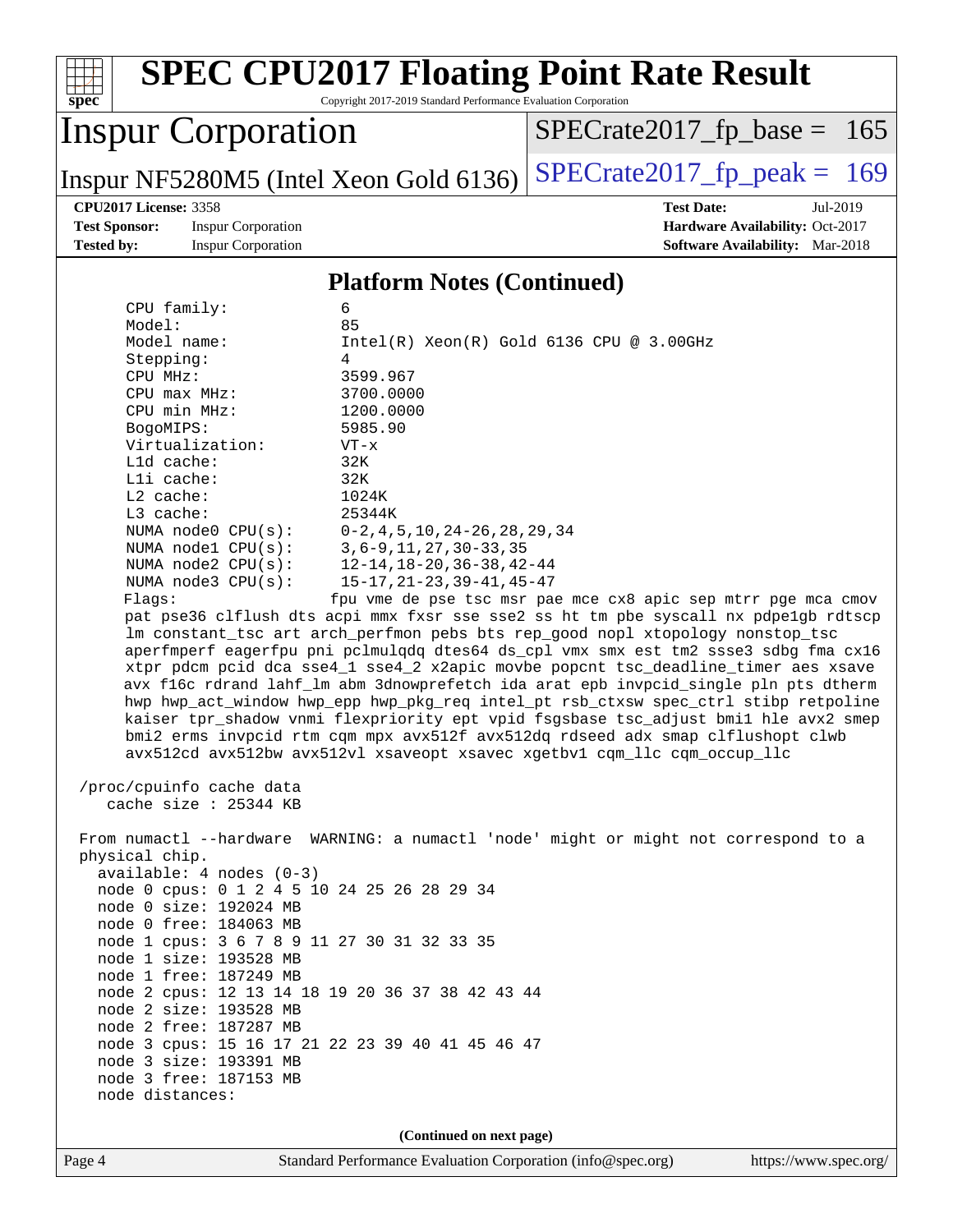# SPEC CPU2017 Floating Point Rate Result

Copyright 2017-2019 Standard Performance Evaluation Corporation

**Inspur Corporation**

Inspur NF5280M5 (Intel Xeon Gold 6136)

SPECrate2017_fp_base = 165

SPECrate2017_fp_peak = 169

**CPU2017 License:** 3358
**Test Sponsor:** Inspur Corporation
**Tested by:** Inspur Corporation

**Test Date:** Jul-2019
**Hardware Availability:** Oct-2017
**Software Availability:** Mar-2018

## Platform Notes (Continued)

```
     CPU family:          6
     Model:               85
     Model name:          Intel(R) Xeon(R) Gold 6136 CPU @ 3.00GHz
     Stepping:            4
     CPU MHz:             3599.967
     CPU max MHz:         3700.0000
     CPU min MHz:         1200.0000
     BogoMIPS:            5985.90
     Virtualization:      VT-x
     L1d cache:           32K
     L1i cache:           32K
     L2 cache:            1024K
     L3 cache:            25344K
     NUMA node0 CPU(s):   0-2,4,5,10,24-26,28,29,34
     NUMA node1 CPU(s):   3,6-9,11,27,30-33,35
     NUMA node2 CPU(s):   12-14,18-20,36-38,42-44
     NUMA node3 CPU(s):   15-17,21-23,39-41,45-47
     Flags:              fpu vme de pse tsc msr pae mce cx8 apic sep mtrr pge mca cmov
     pat pse36 clflush dts acpi mmx fxsr sse sse2 ss ht tm pbe syscall nx pdpe1gb rdtscp
     lm constant_tsc art arch_perfmon pebs bts rep_good nopl xtopology nonstop_tsc
     aperfmperf eagerfpu pni pclmulqdq dtes64 ds_cpl vmx smx est tm2 ssse3 sdbg fma cx16
     xtpr pdcm pcid dca sse4_1 sse4_2 x2apic movbe popcnt tsc_deadline_timer aes xsave
     avx f16c rdrand lahf_lm abm 3dnowprefetch ida arat epb invpcid_single pln pts dtherm
     hwp hwp_act_window hwp_epp hwp_pkg_req intel_pt rsb_ctxsw spec_ctrl stibp retpoline
     kaiser tpr_shadow vnmi flexpriority ept vpid fsgsbase tsc_adjust bmi1 hle avx2 smep
     bmi2 erms invpcid rtm cqm mpx avx512f avx512dq rdseed adx smap clflushopt clwb
     avx512cd avx512bw avx512vl xsaveopt xsavec xgetbv1 cqm_llc cqm_occup_llc

 /proc/cpuinfo cache data
    cache size : 25344 KB

 From numactl --hardware  WARNING: a numactl 'node' might or might not correspond to a
 physical chip.
   available: 4 nodes (0-3)
   node 0 cpus: 0 1 2 4 5 10 24 25 26 28 29 34
   node 0 size: 192024 MB
   node 0 free: 184063 MB
   node 1 cpus: 3 6 7 8 9 11 27 30 31 32 33 35
   node 1 size: 193528 MB
   node 1 free: 187249 MB
   node 2 cpus: 12 13 14 18 19 20 36 37 38 42 43 44
   node 2 size: 193528 MB
   node 2 free: 187287 MB
   node 3 cpus: 15 16 17 21 22 23 39 40 41 45 46 47
   node 3 size: 193391 MB
   node 3 free: 187153 MB
   node distances:
```

(Continued on next page)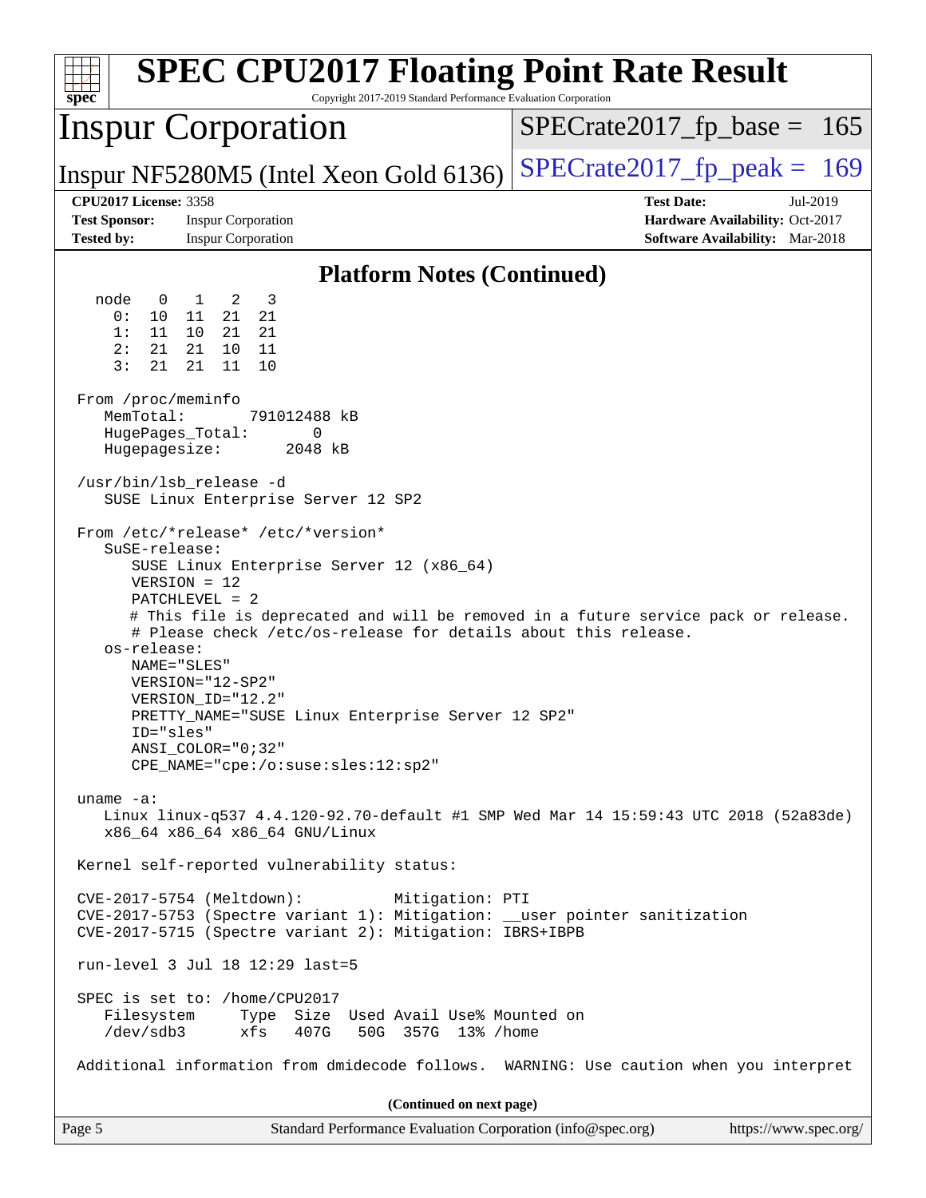## Platform Notes (Continued)

```
  node   0   1   2   3
    0:  10  11  21  21
    1:  11  10  21  21
    2:  21  21  10  11
    3:  21  21  11  10

From /proc/meminfo
   MemTotal:       791012488 kB
   HugePages_Total:       0
   Hugepagesize:       2048 kB

/usr/bin/lsb_release -d
   SUSE Linux Enterprise Server 12 SP2

From /etc/*release* /etc/*version*
   SuSE-release:
      SUSE Linux Enterprise Server 12 (x86_64)
      VERSION = 12
      PATCHLEVEL = 2
      # This file is deprecated and will be removed in a future service pack or release.
      # Please check /etc/os-release for details about this release.
   os-release:
      NAME="SLES"
      VERSION="12-SP2"
      VERSION_ID="12.2"
      PRETTY_NAME="SUSE Linux Enterprise Server 12 SP2"
      ID="sles"
      ANSI_COLOR="0;32"
      CPE_NAME="cpe:/o:suse:sles:12:sp2"

uname -a:
   Linux linux-q537 4.4.120-92.70-default #1 SMP Wed Mar 14 15:59:43 UTC 2018 (52a83de)
   x86_64 x86_64 x86_64 GNU/Linux

Kernel self-reported vulnerability status:

CVE-2017-5754 (Meltdown):          Mitigation: PTI
CVE-2017-5753 (Spectre variant 1): Mitigation: __user pointer sanitization
CVE-2017-5715 (Spectre variant 2): Mitigation: IBRS+IBPB

run-level 3 Jul 18 12:29 last=5

SPEC is set to: /home/CPU2017
   Filesystem     Type  Size  Used Avail Use% Mounted on
   /dev/sdb3      xfs   407G   50G  357G  13% /home

Additional information from dmidecode follows.  WARNING: Use caution when you interpret
```

**(Continued on next page)**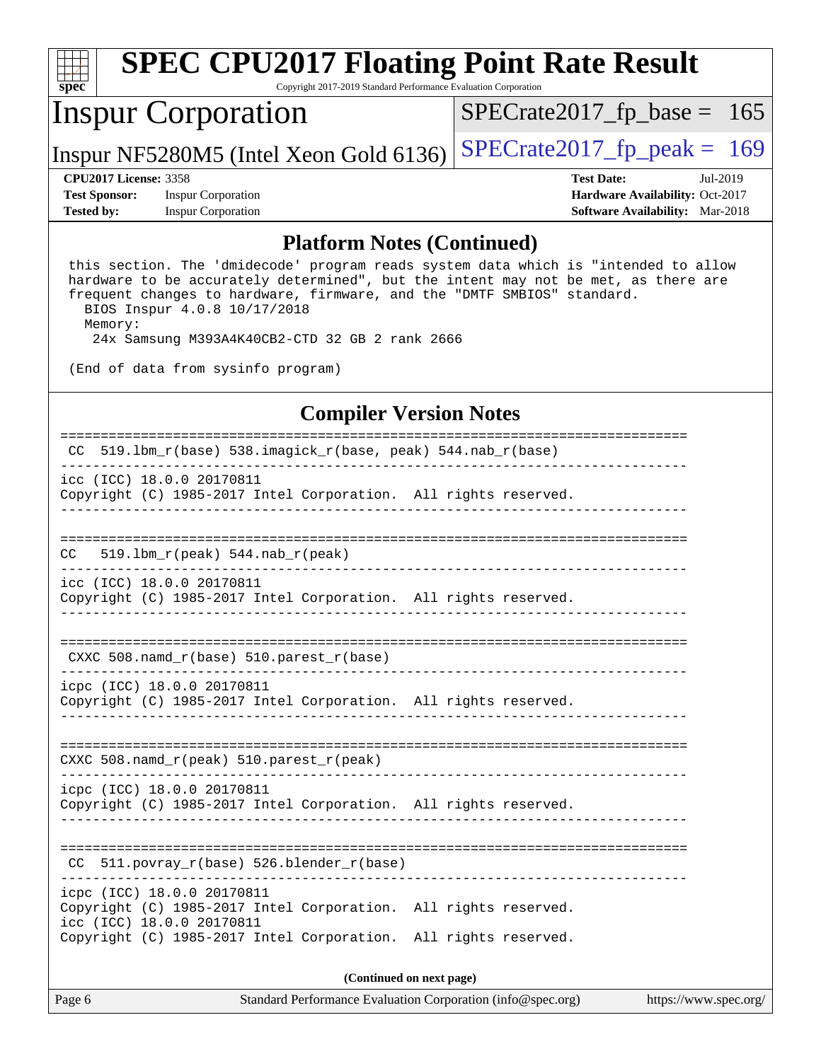## Platform Notes (Continued)

```
 this section. The 'dmidecode' program reads system data which is "intended to allow
 hardware to be accurately determined", but the intent may not be met, as there are
 frequent changes to hardware, firmware, and the "DMTF SMBIOS" standard.
   BIOS Inspur 4.0.8 10/17/2018
   Memory:
    24x Samsung M393A4K40CB2-CTD 32 GB 2 rank 2666

 (End of data from sysinfo program)
```

## Compiler Version Notes

```
==============================================================================
 CC  519.lbm_r(base) 538.imagick_r(base, peak) 544.nab_r(base)
------------------------------------------------------------------------------
icc (ICC) 18.0.0 20170811
Copyright (C) 1985-2017 Intel Corporation.  All rights reserved.
------------------------------------------------------------------------------

==============================================================================
CC   519.lbm_r(peak) 544.nab_r(peak)
------------------------------------------------------------------------------
icc (ICC) 18.0.0 20170811
Copyright (C) 1985-2017 Intel Corporation.  All rights reserved.
------------------------------------------------------------------------------

==============================================================================
 CXXC 508.namd_r(base) 510.parest_r(base)
------------------------------------------------------------------------------
icpc (ICC) 18.0.0 20170811
Copyright (C) 1985-2017 Intel Corporation.  All rights reserved.
------------------------------------------------------------------------------

==============================================================================
CXXC 508.namd_r(peak) 510.parest_r(peak)
------------------------------------------------------------------------------
icpc (ICC) 18.0.0 20170811
Copyright (C) 1985-2017 Intel Corporation.  All rights reserved.
------------------------------------------------------------------------------

==============================================================================
 CC  511.povray_r(base) 526.blender_r(base)
------------------------------------------------------------------------------
icpc (ICC) 18.0.0 20170811
Copyright (C) 1985-2017 Intel Corporation.  All rights reserved.
icc (ICC) 18.0.0 20170811
Copyright (C) 1985-2017 Intel Corporation.  All rights reserved.
```

**(Continued on next page)**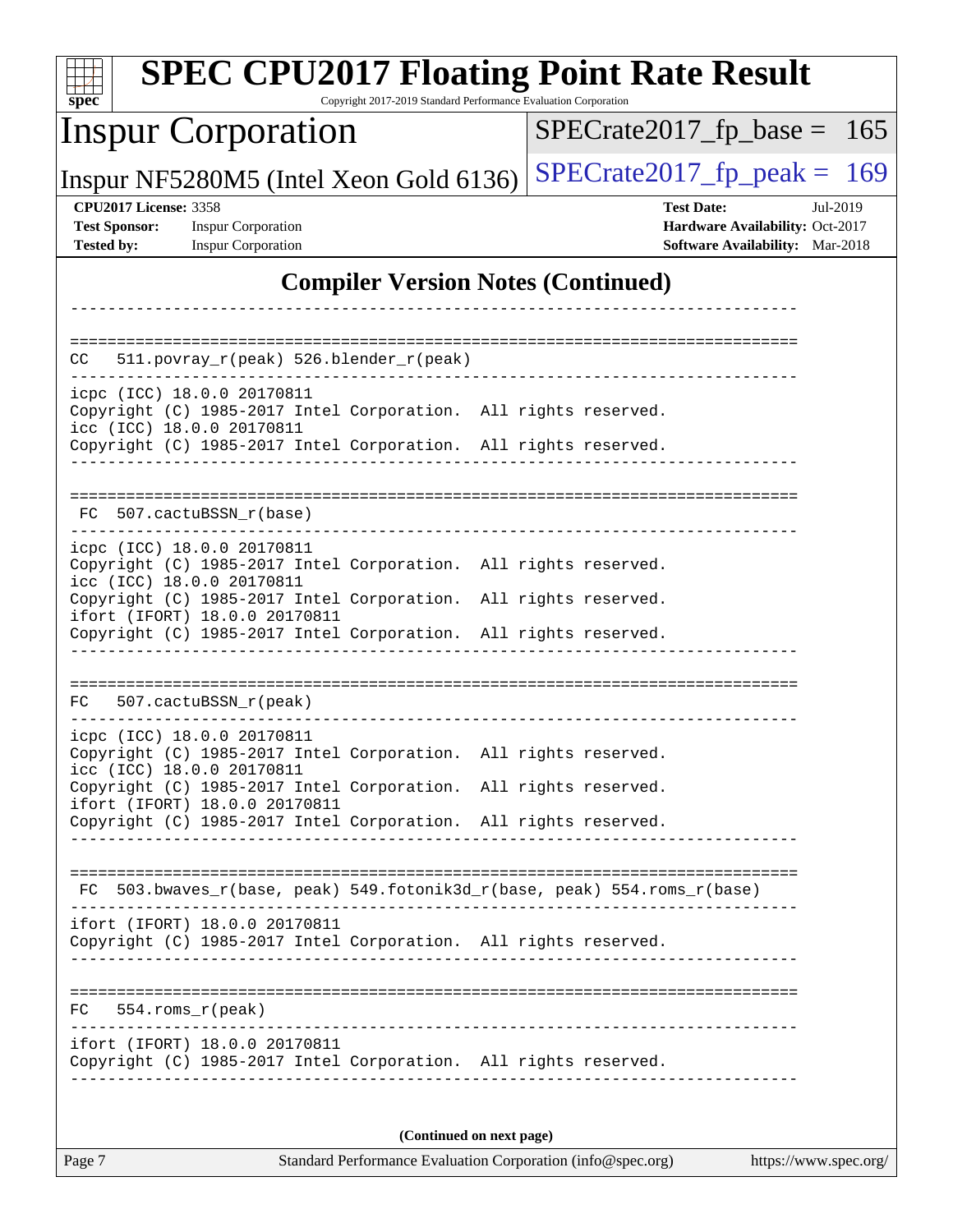## Compiler Version Notes (Continued)

```
------------------------------------------------------------------------------

==============================================================================
 CC   511.povray_r(peak) 526.blender_r(peak)
------------------------------------------------------------------------------
icpc (ICC) 18.0.0 20170811
Copyright (C) 1985-2017 Intel Corporation.  All rights reserved.
icc (ICC) 18.0.0 20170811
Copyright (C) 1985-2017 Intel Corporation.  All rights reserved.
------------------------------------------------------------------------------

==============================================================================
 FC   507.cactuBSSN_r(base)
------------------------------------------------------------------------------
icpc (ICC) 18.0.0 20170811
Copyright (C) 1985-2017 Intel Corporation.  All rights reserved.
icc (ICC) 18.0.0 20170811
Copyright (C) 1985-2017 Intel Corporation.  All rights reserved.
ifort (IFORT) 18.0.0 20170811
Copyright (C) 1985-2017 Intel Corporation.  All rights reserved.
------------------------------------------------------------------------------

==============================================================================
 FC   507.cactuBSSN_r(peak)
------------------------------------------------------------------------------
icpc (ICC) 18.0.0 20170811
Copyright (C) 1985-2017 Intel Corporation.  All rights reserved.
icc (ICC) 18.0.0 20170811
Copyright (C) 1985-2017 Intel Corporation.  All rights reserved.
ifort (IFORT) 18.0.0 20170811
Copyright (C) 1985-2017 Intel Corporation.  All rights reserved.
------------------------------------------------------------------------------

==============================================================================
 FC   503.bwaves_r(base, peak) 549.fotonik3d_r(base, peak) 554.roms_r(base)
------------------------------------------------------------------------------
ifort (IFORT) 18.0.0 20170811
Copyright (C) 1985-2017 Intel Corporation.  All rights reserved.
------------------------------------------------------------------------------

==============================================================================
 FC   554.roms_r(peak)
------------------------------------------------------------------------------
ifort (IFORT) 18.0.0 20170811
Copyright (C) 1985-2017 Intel Corporation.  All rights reserved.
------------------------------------------------------------------------------
```

**(Continued on next page)**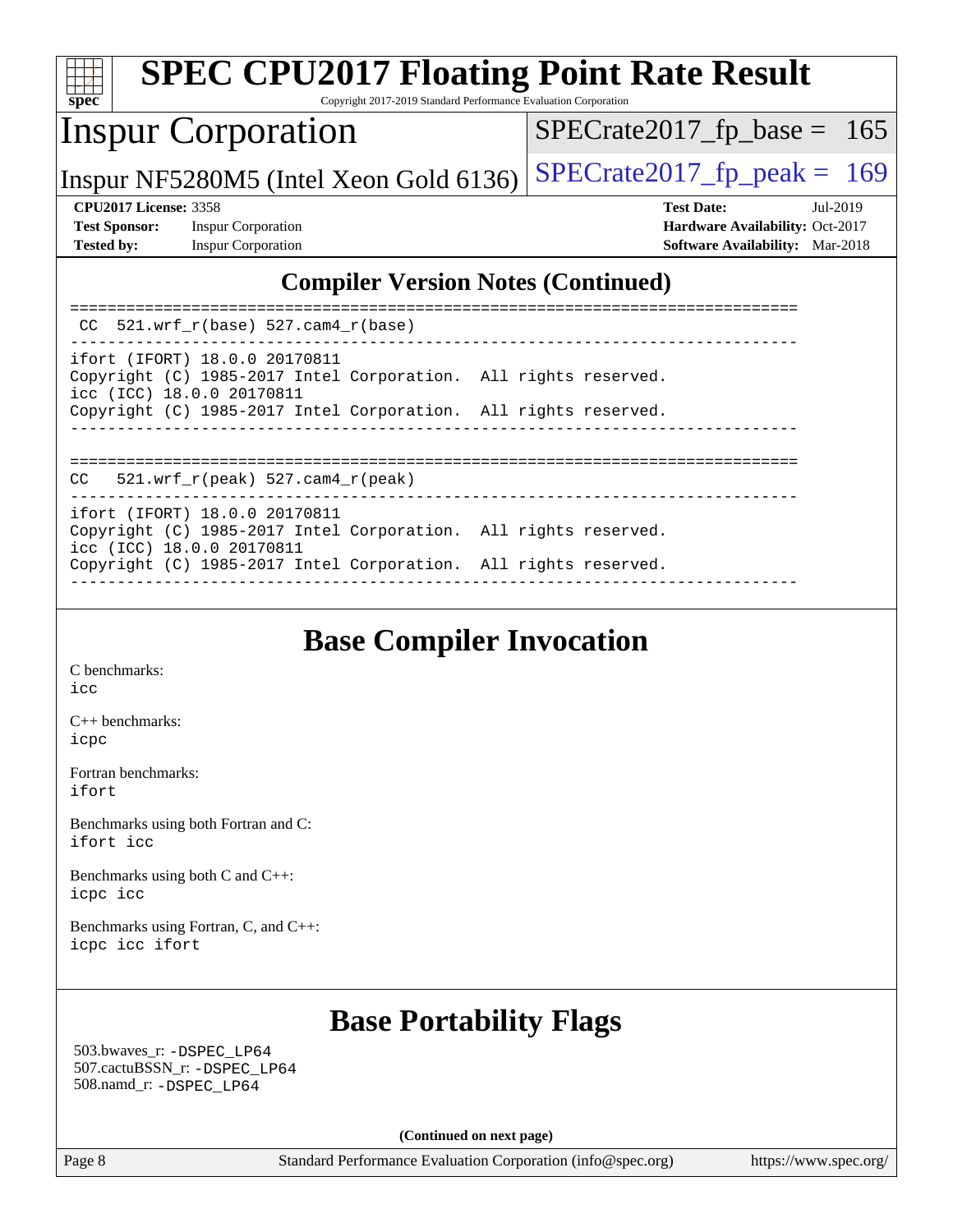## Compiler Version Notes (Continued)

```
==============================================================================
 CC  521.wrf_r(base) 527.cam4_r(base)
------------------------------------------------------------------------------
ifort (IFORT) 18.0.0 20170811
Copyright (C) 1985-2017 Intel Corporation.  All rights reserved.
icc (ICC) 18.0.0 20170811
Copyright (C) 1985-2017 Intel Corporation.  All rights reserved.
------------------------------------------------------------------------------

==============================================================================
CC   521.wrf_r(peak) 527.cam4_r(peak)
------------------------------------------------------------------------------
ifort (IFORT) 18.0.0 20170811
Copyright (C) 1985-2017 Intel Corporation.  All rights reserved.
icc (ICC) 18.0.0 20170811
Copyright (C) 1985-2017 Intel Corporation.  All rights reserved.
------------------------------------------------------------------------------
```

## Base Compiler Invocation

C benchmarks:
icc

C++ benchmarks:
icpc

Fortran benchmarks:
ifort

Benchmarks using both Fortran and C:
ifort icc

Benchmarks using both C and C++:
icpc icc

Benchmarks using Fortran, C, and C++:
icpc icc ifort

## Base Portability Flags

503.bwaves_r: -DSPEC_LP64
507.cactuBSSN_r: -DSPEC_LP64
508.namd_r: -DSPEC_LP64

(Continued on next page)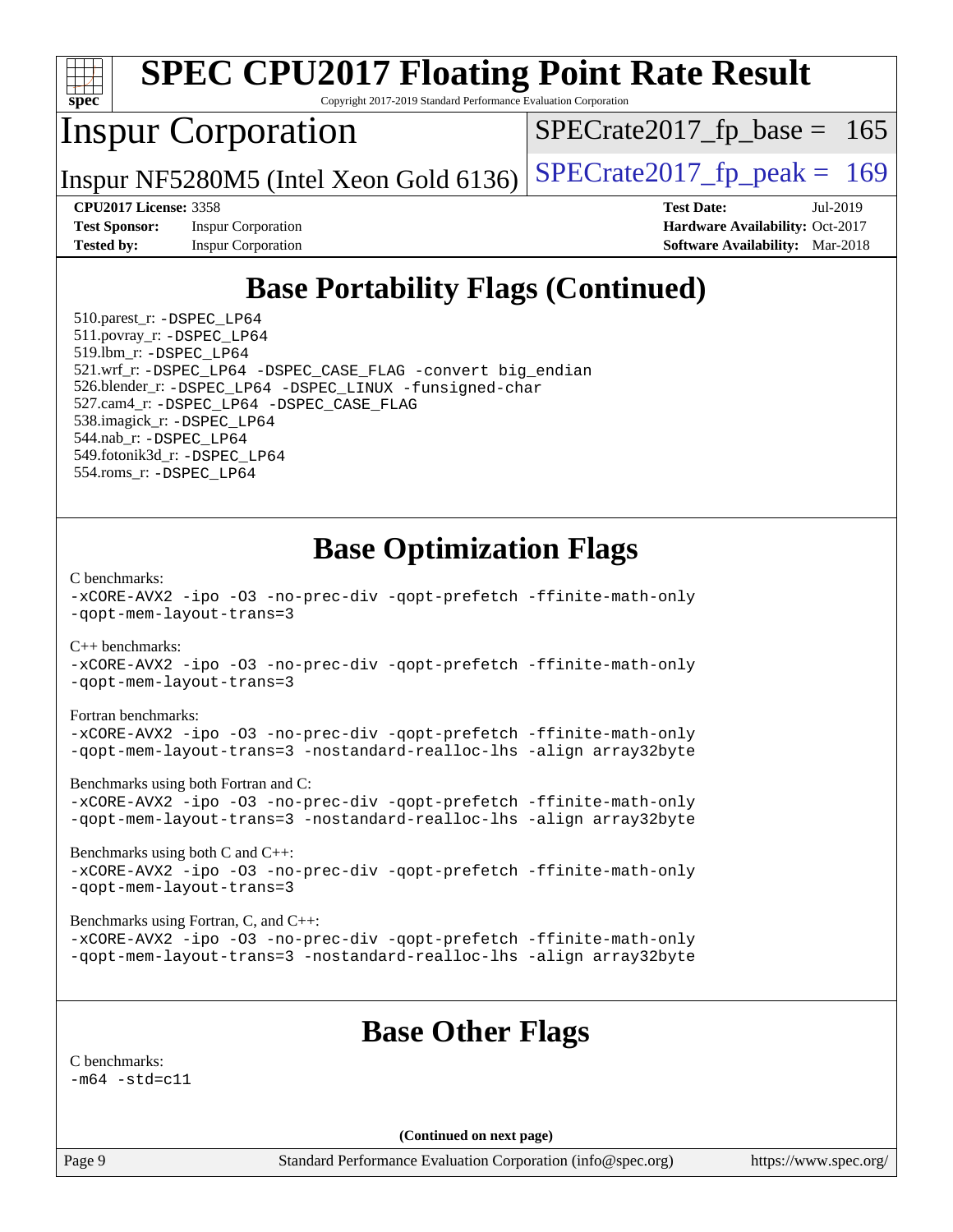## Base Portability Flags (Continued)

510.parest_r: `-DSPEC_LP64`
511.povray_r: `-DSPEC_LP64`
519.lbm_r: `-DSPEC_LP64`
521.wrf_r: `-DSPEC_LP64 -DSPEC_CASE_FLAG -convert big_endian`
526.blender_r: `-DSPEC_LP64 -DSPEC_LINUX -funsigned-char`
527.cam4_r: `-DSPEC_LP64 -DSPEC_CASE_FLAG`
538.imagick_r: `-DSPEC_LP64`
544.nab_r: `-DSPEC_LP64`
549.fotonik3d_r: `-DSPEC_LP64`
554.roms_r: `-DSPEC_LP64`

## Base Optimization Flags

C benchmarks:
```
-xCORE-AVX2 -ipo -O3 -no-prec-div -qopt-prefetch -ffinite-math-only
-qopt-mem-layout-trans=3
```

C++ benchmarks:
```
-xCORE-AVX2 -ipo -O3 -no-prec-div -qopt-prefetch -ffinite-math-only
-qopt-mem-layout-trans=3
```

Fortran benchmarks:
```
-xCORE-AVX2 -ipo -O3 -no-prec-div -qopt-prefetch -ffinite-math-only
-qopt-mem-layout-trans=3 -nostandard-realloc-lhs -align array32byte
```

Benchmarks using both Fortran and C:
```
-xCORE-AVX2 -ipo -O3 -no-prec-div -qopt-prefetch -ffinite-math-only
-qopt-mem-layout-trans=3 -nostandard-realloc-lhs -align array32byte
```

Benchmarks using both C and C++:
```
-xCORE-AVX2 -ipo -O3 -no-prec-div -qopt-prefetch -ffinite-math-only
-qopt-mem-layout-trans=3
```

Benchmarks using Fortran, C, and C++:
```
-xCORE-AVX2 -ipo -O3 -no-prec-div -qopt-prefetch -ffinite-math-only
-qopt-mem-layout-trans=3 -nostandard-realloc-lhs -align array32byte
```

## Base Other Flags

C benchmarks:
```
-m64 -std=c11
```

**(Continued on next page)**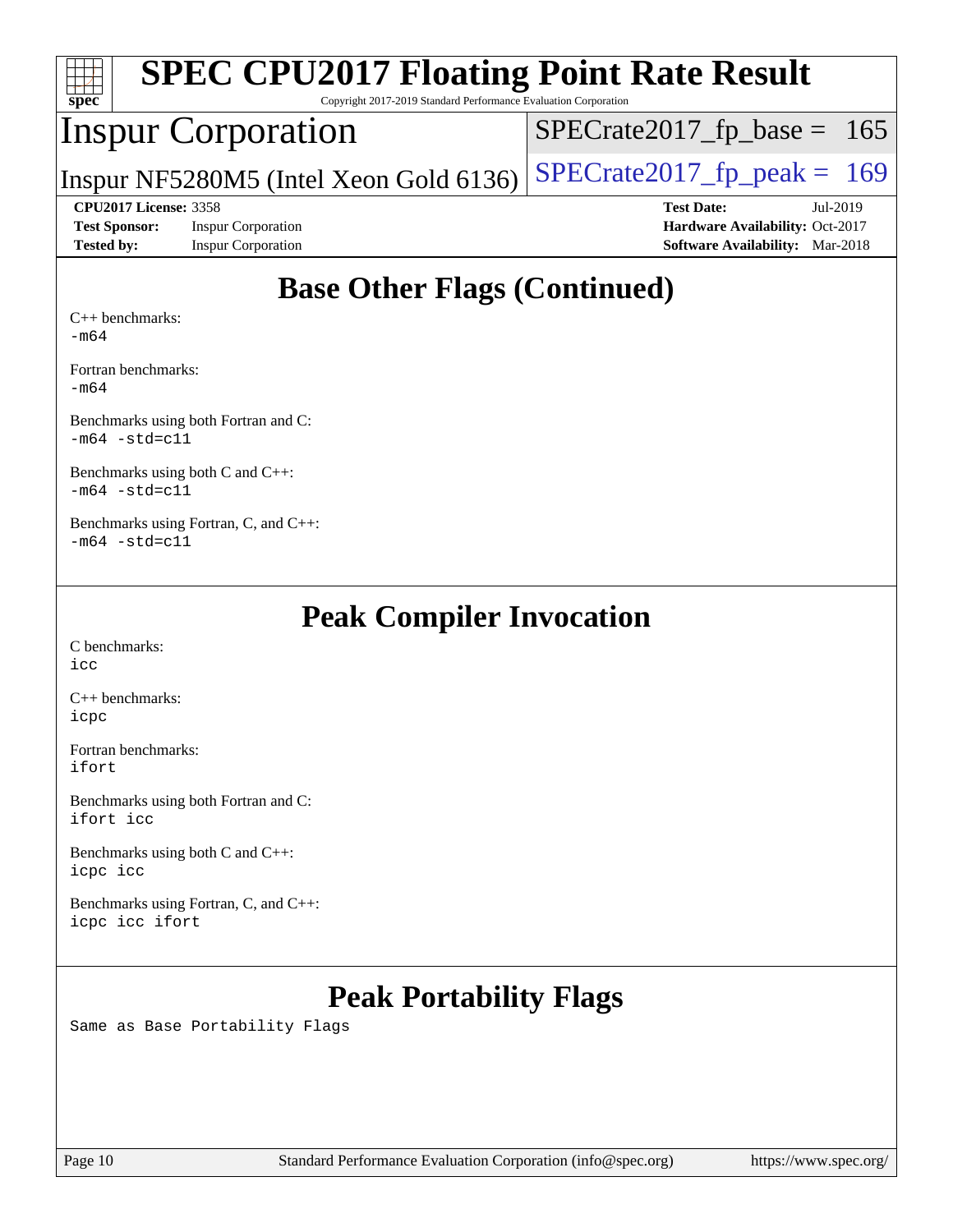## Base Other Flags (Continued)

C++ benchmarks:
-m64

Fortran benchmarks:
-m64

Benchmarks using both Fortran and C:
-m64 -std=c11

Benchmarks using both C and C++:
-m64 -std=c11

Benchmarks using Fortran, C, and C++:
-m64 -std=c11

## Peak Compiler Invocation

C benchmarks:
icc

C++ benchmarks:
icpc

Fortran benchmarks:
ifort

Benchmarks using both Fortran and C:
ifort icc

Benchmarks using both C and C++:
icpc icc

Benchmarks using Fortran, C, and C++:
icpc icc ifort

## Peak Portability Flags

Same as Base Portability Flags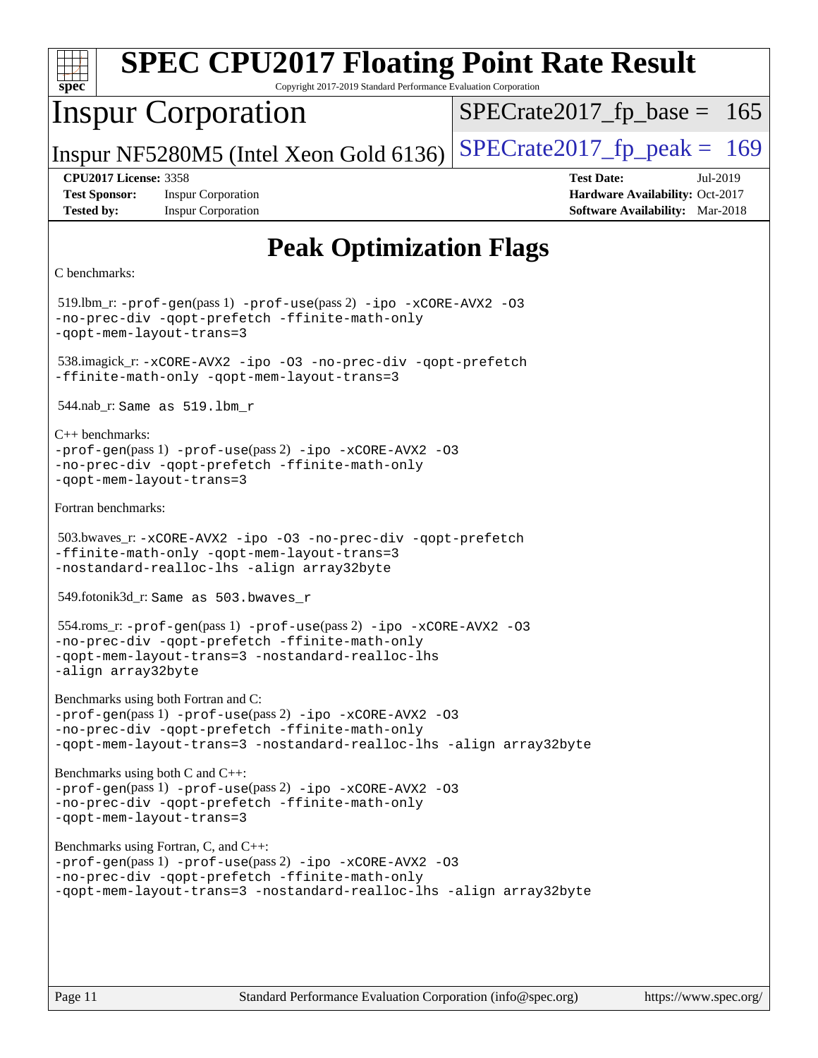# SPEC CPU2017 Floating Point Rate Result

Copyright 2017-2019 Standard Performance Evaluation Corporation

## Inspur Corporation

Inspur NF5280M5 (Intel Xeon Gold 6136)

SPECrate2017_fp_base = 165

SPECrate2017_fp_peak = 169

**CPU2017 License:** 3358
**Test Sponsor:** Inspur Corporation
**Tested by:** Inspur Corporation

**Test Date:** Jul-2019
**Hardware Availability:** Oct-2017
**Software Availability:** Mar-2018

## Peak Optimization Flags

C benchmarks:

519.lbm_r: -prof-gen(pass 1) -prof-use(pass 2) -ipo -xCORE-AVX2 -O3 -no-prec-div -qopt-prefetch -ffinite-math-only -qopt-mem-layout-trans=3

538.imagick_r: -xCORE-AVX2 -ipo -O3 -no-prec-div -qopt-prefetch -ffinite-math-only -qopt-mem-layout-trans=3

544.nab_r: Same as 519.lbm_r

C++ benchmarks:
-prof-gen(pass 1) -prof-use(pass 2) -ipo -xCORE-AVX2 -O3 -no-prec-div -qopt-prefetch -ffinite-math-only -qopt-mem-layout-trans=3

Fortran benchmarks:

503.bwaves_r: -xCORE-AVX2 -ipo -O3 -no-prec-div -qopt-prefetch -ffinite-math-only -qopt-mem-layout-trans=3 -nostandard-realloc-lhs -align array32byte

549.fotonik3d_r: Same as 503.bwaves_r

554.roms_r: -prof-gen(pass 1) -prof-use(pass 2) -ipo -xCORE-AVX2 -O3 -no-prec-div -qopt-prefetch -ffinite-math-only -qopt-mem-layout-trans=3 -nostandard-realloc-lhs -align array32byte

Benchmarks using both Fortran and C:
-prof-gen(pass 1) -prof-use(pass 2) -ipo -xCORE-AVX2 -O3 -no-prec-div -qopt-prefetch -ffinite-math-only -qopt-mem-layout-trans=3 -nostandard-realloc-lhs -align array32byte

Benchmarks using both C and C++:
-prof-gen(pass 1) -prof-use(pass 2) -ipo -xCORE-AVX2 -O3 -no-prec-div -qopt-prefetch -ffinite-math-only -qopt-mem-layout-trans=3

Benchmarks using Fortran, C, and C++:
-prof-gen(pass 1) -prof-use(pass 2) -ipo -xCORE-AVX2 -O3 -no-prec-div -qopt-prefetch -ffinite-math-only -qopt-mem-layout-trans=3 -nostandard-realloc-lhs -align array32byte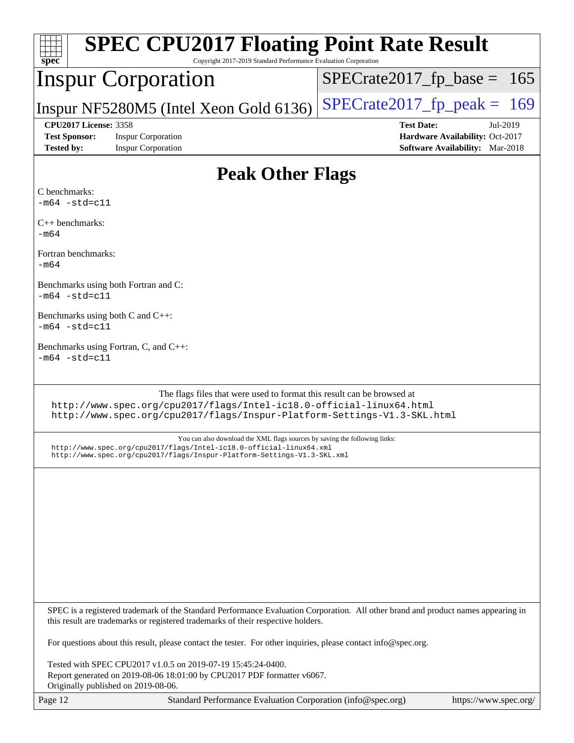# SPEC CPU2017 Floating Point Rate Result

Copyright 2017-2019 Standard Performance Evaluation Corporation

# Inspur Corporation

Inspur NF5280M5 (Intel Xeon Gold 6136)

SPECrate2017_fp_base = 165

SPECrate2017_fp_peak = 169

**CPU2017 License:** 3358
**Test Sponsor:** Inspur Corporation
**Tested by:** Inspur Corporation

**Test Date:** Jul-2019
**Hardware Availability:** Oct-2017
**Software Availability:** Mar-2018

## Peak Other Flags

C benchmarks:
`-m64 -std=c11`

C++ benchmarks:
`-m64`

Fortran benchmarks:
`-m64`

Benchmarks using both Fortran and C:
`-m64 -std=c11`

Benchmarks using both C and C++:
`-m64 -std=c11`

Benchmarks using Fortran, C, and C++:
`-m64 -std=c11`

The flags files that were used to format this result can be browsed at
http://www.spec.org/cpu2017/flags/Intel-ic18.0-official-linux64.html
http://www.spec.org/cpu2017/flags/Inspur-Platform-Settings-V1.3-SKL.html

You can also download the XML flags sources by saving the following links:
http://www.spec.org/cpu2017/flags/Intel-ic18.0-official-linux64.xml
http://www.spec.org/cpu2017/flags/Inspur-Platform-Settings-V1.3-SKL.xml

SPEC is a registered trademark of the Standard Performance Evaluation Corporation. All other brand and product names appearing in this result are trademarks or registered trademarks of their respective holders.

For questions about this result, please contact the tester. For other inquiries, please contact info@spec.org.

Tested with SPEC CPU2017 v1.0.5 on 2019-07-19 15:45:24-0400.
Report generated on 2019-08-06 18:01:00 by CPU2017 PDF formatter v6067.
Originally published on 2019-08-06.